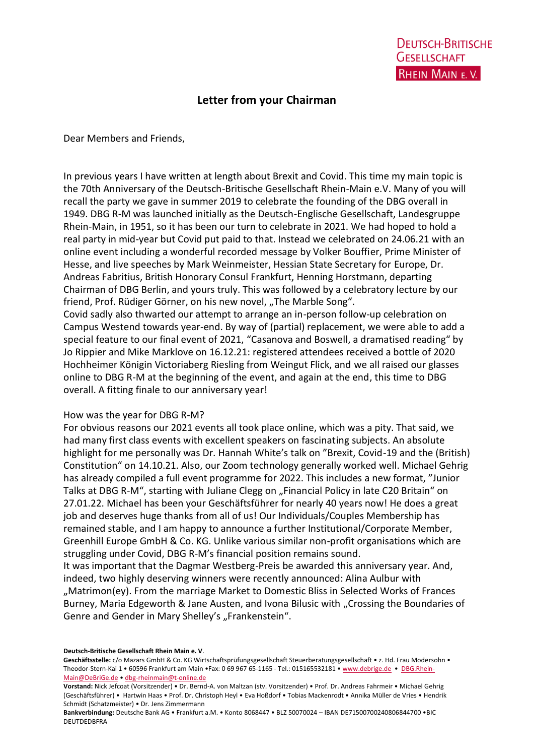DEUTSCH-BRITISCHE GESELLSCHAFT RHEIN MAIN E. V.

## Letter from your Chairman

Dear Members and Friends,

In previous years I have written at length about Brexit and Covid. This time my main topic is the 70th Anniversary of the Deutsch-Britische Gesellschaft Rhein-Main e.V. Many of you will recall the party we gave in summer 2019 to celebrate the founding of the DBG overall in 1949. DBG R-M was launched initially as the Deutsch-Englische Gesellschaft, Landesgruppe Rhein-Main, in 1951, so it has been our turn to celebrate in 2021. We had hoped to hold a real party in mid-year but Covid put paid to that. Instead we celebrated on 24.06.21 with an online event including a wonderful recorded message by Volker Bouffier, Prime Minister of Hesse, and live speeches by Mark Weinmeister, Hessian State Secretary for Europe, Dr. Andreas Fabritius, British Honorary Consul Frankfurt, Henning Horstmann, departing Chairman of DBG Berlin, and yours truly. This was followed by a celebratory lecture by our friend, Prof. Rüdiger Görner, on his new novel, „The Marble Song".
Covid sadly also thwarted our attempt to arrange an in-person follow-up celebration on Campus Westend towards year-end. By way of (partial) replacement, we were able to add a special feature to our final event of 2021, "Casanova and Boswell, a dramatised reading" by Jo Rippier and Mike Marklove on 16.12.21: registered attendees received a bottle of 2020 Hochheimer Königin Victoriaberg Riesling from Weingut Flick, and we all raised our glasses online to DBG R-M at the beginning of the event, and again at the end, this time to DBG overall. A fitting finale to our anniversary year!

How was the year for DBG R-M?
For obvious reasons our 2021 events all took place online, which was a pity. That said, we had many first class events with excellent speakers on fascinating subjects. An absolute highlight for me personally was Dr. Hannah White's talk on "Brexit, Covid-19 and the (British) Constitution" on 14.10.21. Also, our Zoom technology generally worked well. Michael Gehrig has already compiled a full event programme for 2022. This includes a new format, "Junior Talks at DBG R-M", starting with Juliane Clegg on „Financial Policy in late C20 Britain" on 27.01.22. Michael has been your Geschäftsführer for nearly 40 years now! He does a great job and deserves huge thanks from all of us! Our Individuals/Couples Membership has remained stable, and I am happy to announce a further Institutional/Corporate Member, Greenhill Europe GmbH & Co. KG. Unlike various similar non-profit organisations which are struggling under Covid, DBG R-M's financial position remains sound.
It was important that the Dagmar Westberg-Preis be awarded this anniversary year. And, indeed, two highly deserving winners were recently announced: Alina Aulbur with „Matrimon(ey). From the marriage Market to Domestic Bliss in Selected Works of Frances Burney, Maria Edgeworth & Jane Austen, and Ivona Bilusic with „Crossing the Boundaries of Genre and Gender in Mary Shelley's „Frankenstein".

**Deutsch-Britische Gesellschaft Rhein Main e. V**.
**Geschäftsstelle:** c/o Mazars GmbH & Co. KG Wirtschaftsprüfungsgesellschaft Steuerberatungsgesellschaft • z. Hd. Frau Modersohn • Theodor-Stern-Kai 1 • 60596 Frankfurt am Main •Fax: 0 69 967 65-1165 - Tel.: 015165532181 • www.debrige.de • DBG.Rhein-Main@DeBriGe.de • dbg-rheinmain@t-online.de
**Vorstand:** Nick Jefcoat (Vorsitzender) • Dr. Bernd-A. von Maltzan (stv. Vorsitzender) • Prof. Dr. Andreas Fahrmeir • Michael Gehrig (Geschäftsführer) • Hartwin Haas • Prof. Dr. Christoph Heyl • Eva Hoßdorf • Tobias Mackenrodt • Annika Müller de Vries • Hendrik Schmidt (Schatzmeister) • Dr. Jens Zimmermann
**Bankverbindung:** Deutsche Bank AG • Frankfurt a.M. • Konto 8068447 • BLZ 50070024 – IBAN DE71500700240806844700 •BIC DEUTDEDBFRA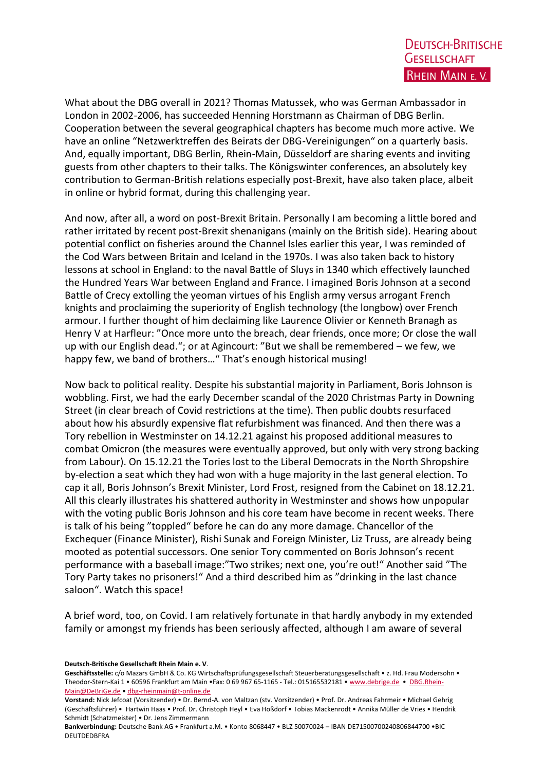What about the DBG overall in 2021? Thomas Matussek, who was German Ambassador in London in 2002-2006, has succeeded Henning Horstmann as Chairman of DBG Berlin. Cooperation between the several geographical chapters has become much more active. We have an online "Netzwerktreffen des Beirats der DBG-Vereinigungen" on a quarterly basis. And, equally important, DBG Berlin, Rhein-Main, Düsseldorf are sharing events and inviting guests from other chapters to their talks. The Königswinter conferences, an absolutely key contribution to German-British relations especially post-Brexit, have also taken place, albeit in online or hybrid format, during this challenging year.

And now, after all, a word on post-Brexit Britain. Personally I am becoming a little bored and rather irritated by recent post-Brexit shenanigans (mainly on the British side). Hearing about potential conflict on fisheries around the Channel Isles earlier this year, I was reminded of the Cod Wars between Britain and Iceland in the 1970s. I was also taken back to history lessons at school in England: to the naval Battle of Sluys in 1340 which effectively launched the Hundred Years War between England and France. I imagined Boris Johnson at a second Battle of Crecy extolling the yeoman virtues of his English army versus arrogant French knights and proclaiming the superiority of English technology (the longbow) over French armour. I further thought of him declaiming like Laurence Olivier or Kenneth Branagh as Henry V at Harfleur: "Once more unto the breach, dear friends, once more; Or close the wall up with our English dead."; or at Agincourt: "But we shall be remembered – we few, we happy few, we band of brothers…" That's enough historical musing!

Now back to political reality. Despite his substantial majority in Parliament, Boris Johnson is wobbling. First, we had the early December scandal of the 2020 Christmas Party in Downing Street (in clear breach of Covid restrictions at the time). Then public doubts resurfaced about how his absurdly expensive flat refurbishment was financed. And then there was a Tory rebellion in Westminster on 14.12.21 against his proposed additional measures to combat Omicron (the measures were eventually approved, but only with very strong backing from Labour). On 15.12.21 the Tories lost to the Liberal Democrats in the North Shropshire by-election a seat which they had won with a huge majority in the last general election. To cap it all, Boris Johnson's Brexit Minister, Lord Frost, resigned from the Cabinet on 18.12.21. All this clearly illustrates his shattered authority in Westminster and shows how unpopular with the voting public Boris Johnson and his core team have become in recent weeks. There is talk of his being "toppled" before he can do any more damage. Chancellor of the Exchequer (Finance Minister), Rishi Sunak and Foreign Minister, Liz Truss, are already being mooted as potential successors. One senior Tory commented on Boris Johnson's recent performance with a baseball image:"Two strikes; next one, you're out!" Another said "The Tory Party takes no prisoners!" And a third described him as "drinking in the last chance saloon". Watch this space!

A brief word, too, on Covid. I am relatively fortunate in that hardly anybody in my extended family or amongst my friends has been seriously affected, although I am aware of several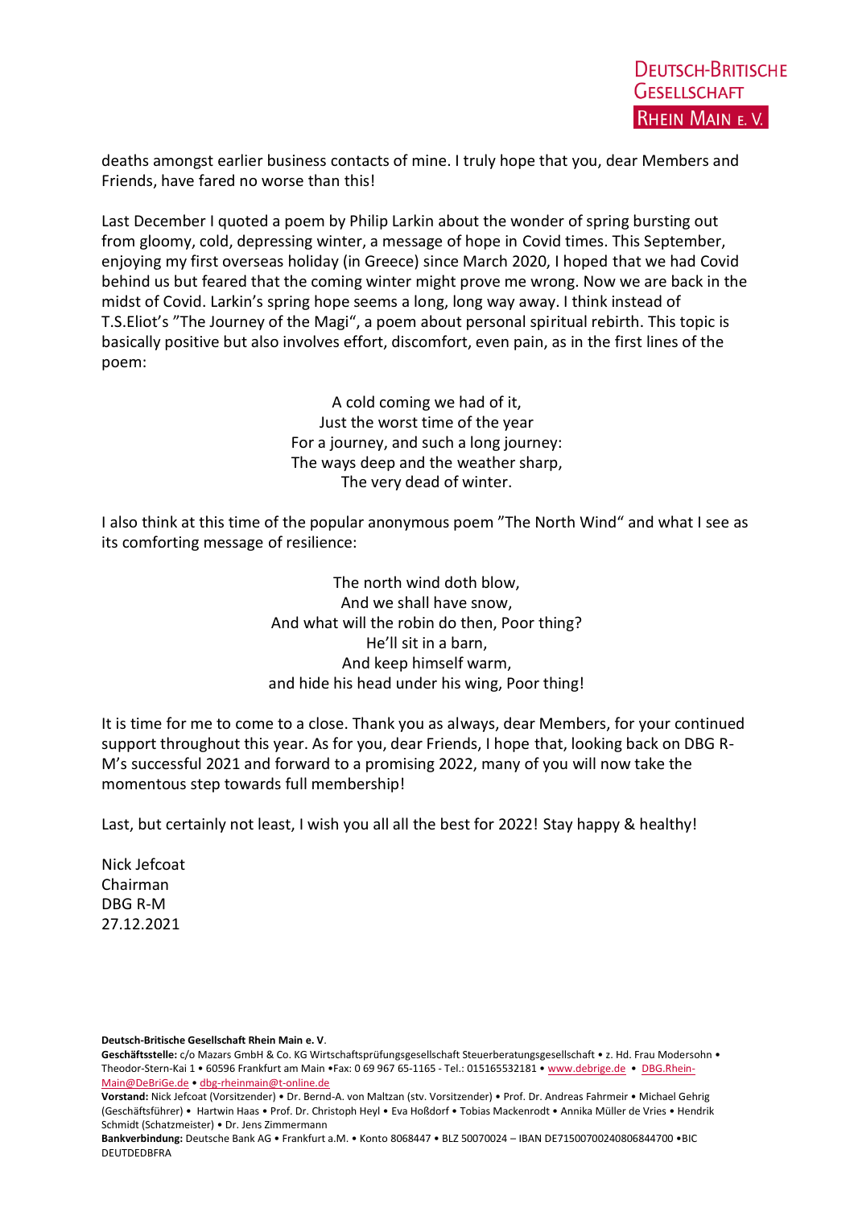deaths amongst earlier business contacts of mine. I truly hope that you, dear Members and Friends, have fared no worse than this!

Last December I quoted a poem by Philip Larkin about the wonder of spring bursting out from gloomy, cold, depressing winter, a message of hope in Covid times. This September, enjoying my first overseas holiday (in Greece) since March 2020, I hoped that we had Covid behind us but feared that the coming winter might prove me wrong. Now we are back in the midst of Covid. Larkin's spring hope seems a long, long way away. I think instead of T.S.Eliot's "The Journey of the Magi", a poem about personal spiritual rebirth. This topic is basically positive but also involves effort, discomfort, even pain, as in the first lines of the poem:

> A cold coming we had of it,
> Just the worst time of the year
> For a journey, and such a long journey:
> The ways deep and the weather sharp,
> The very dead of winter.

I also think at this time of the popular anonymous poem "The North Wind" and what I see as its comforting message of resilience:

> The north wind doth blow,
> And we shall have snow,
> And what will the robin do then, Poor thing?
> He'll sit in a barn,
> And keep himself warm,
> and hide his head under his wing, Poor thing!

It is time for me to come to a close. Thank you as always, dear Members, for your continued support throughout this year. As for you, dear Friends, I hope that, looking back on DBG R-M's successful 2021 and forward to a promising 2022, many of you will now take the momentous step towards full membership!

Last, but certainly not least, I wish you all all the best for 2022! Stay happy & healthy!

Nick Jefcoat
Chairman
DBG R-M
27.12.2021

**Deutsch-Britische Gesellschaft Rhein Main e. V.**
**Geschäftsstelle:** c/o Mazars GmbH & Co. KG Wirtschaftsprüfungsgesellschaft Steuerberatungsgesellschaft • z. Hd. Frau Modersohn • Theodor-Stern-Kai 1 • 60596 Frankfurt am Main •Fax: 0 69 967 65-1165 - Tel.: 015165532181 • www.debrige.de • DBG.Rhein-Main@DeBriGe.de • dbg-rheinmain@t-online.de
**Vorstand:** Nick Jefcoat (Vorsitzender) • Dr. Bernd-A. von Maltzan (stv. Vorsitzender) • Prof. Dr. Andreas Fahrmeir • Michael Gehrig (Geschäftsführer) • Hartwin Haas • Prof. Dr. Christoph Heyl • Eva Hoßdorf • Tobias Mackenrodt • Annika Müller de Vries • Hendrik Schmidt (Schatzmeister) • Dr. Jens Zimmermann
**Bankverbindung:** Deutsche Bank AG • Frankfurt a.M. • Konto 8068447 • BLZ 50070024 – IBAN DE71500700240806844700 •BIC DEUTDEDBFRA